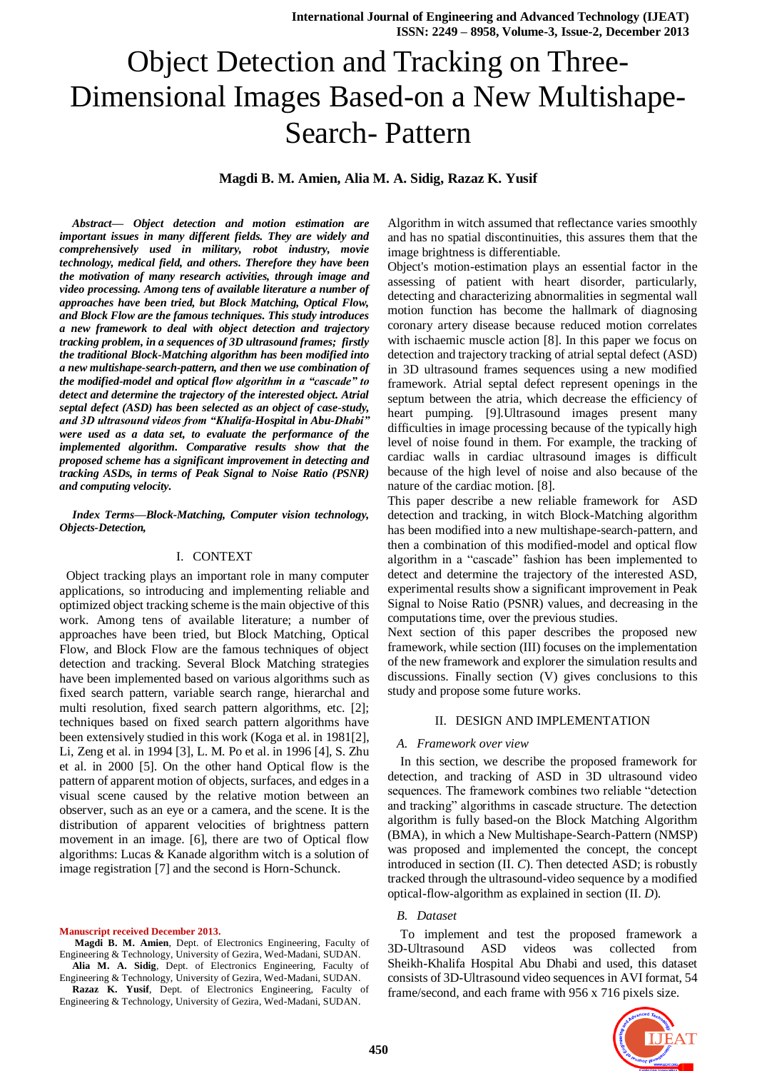# Object Detection and Tracking on Three-Dimensional Images Based-on a New Multishape-Search- Pattern

**Magdi B. M. Amien, Alia M. A. Sidig, Razaz K. Yusif**

***Abstract— Object detection and motion estimation are important issues in many different fields. They are widely and comprehensively used in military, robot industry, movie technology, medical field, and others. Therefore they have been the motivation of many research activities, through image and video processing. Among tens of available literature a number of approaches have been tried, but Block Matching, Optical Flow, and Block Flow are the famous techniques. This study introduces a new framework to deal with object detection and trajectory tracking problem, in a sequences of 3D ultrasound frames; firstly the traditional Block-Matching algorithm has been modified into a new multishape-search-pattern, and then we use combination of the modified-model and optical flow algorithm in a "cascade" to detect and determine the trajectory of the interested object. Atrial septal defect (ASD) has been selected as an object of case-study, and 3D ultrasound videos from "Khalifa-Hospital in Abu-Dhabi" were used as a data set, to evaluate the performance of the implemented algorithm. Comparative results show that the proposed scheme has a significant improvement in detecting and tracking ASDs, in terms of Peak Signal to Noise Ratio (PSNR) and computing velocity.***

***Index Terms—Block-Matching, Computer vision technology, Objects-Detection,***

## I. CONTEXT

Object tracking plays an important role in many computer applications, so introducing and implementing reliable and optimized object tracking scheme is the main objective of this work. Among tens of available literature; a number of approaches have been tried, but Block Matching, Optical Flow, and Block Flow are the famous techniques of object detection and tracking. Several Block Matching strategies have been implemented based on various algorithms such as fixed search pattern, variable search range, hierarchal and multi resolution, fixed search pattern algorithms, etc. [2]; techniques based on fixed search pattern algorithms have been extensively studied in this work (Koga et al. in 1981[2], Li, Zeng et al. in 1994 [3], L. M. Po et al. in 1996 [4], S. Zhu et al. in 2000 [5]. On the other hand Optical flow is the pattern of apparent motion of objects, surfaces, and edges in a visual scene caused by the relative motion between an observer, such as an eye or a camera, and the scene. It is the distribution of apparent velocities of brightness pattern movement in an image. [6], there are two of Optical flow algorithms: Lucas & Kanade algorithm witch is a solution of image registration [7] and the second is Horn-Schunck.

**Manuscript received December 2013.**

**Magdi B. M. Amien**, Dept. of Electronics Engineering, Faculty of Engineering & Technology, University of Gezira, Wed-Madani, SUDAN.

**Alia M. A. Sidig**, Dept. of Electronics Engineering, Faculty of Engineering & Technology, University of Gezira, Wed-Madani, SUDAN.

**Razaz K. Yusif**, Dept. of Electronics Engineering, Faculty of Engineering & Technology, University of Gezira, Wed-Madani, SUDAN.

Algorithm in witch assumed that reflectance varies smoothly and has no spatial discontinuities, this assures them that the image brightness is differentiable.

Object's motion-estimation plays an essential factor in the assessing of patient with heart disorder, particularly, detecting and characterizing abnormalities in segmental wall motion function has become the hallmark of diagnosing coronary artery disease because reduced motion correlates with ischaemic muscle action [8]. In this paper we focus on detection and trajectory tracking of atrial septal defect (ASD) in 3D ultrasound frames sequences using a new modified framework. Atrial septal defect represent openings in the septum between the atria, which decrease the efficiency of heart pumping. [9].Ultrasound images present many difficulties in image processing because of the typically high level of noise found in them. For example, the tracking of cardiac walls in cardiac ultrasound images is difficult because of the high level of noise and also because of the nature of the cardiac motion. [8].

This paper describe a new reliable framework for ASD detection and tracking, in witch Block-Matching algorithm has been modified into a new multishape-search-pattern, and then a combination of this modified-model and optical flow algorithm in a "cascade" fashion has been implemented to detect and determine the trajectory of the interested ASD, experimental results show a significant improvement in Peak Signal to Noise Ratio (PSNR) values, and decreasing in the computations time, over the previous studies.

Next section of this paper describes the proposed new framework, while section (III) focuses on the implementation of the new framework and explorer the simulation results and discussions. Finally section (V) gives conclusions to this study and propose some future works.

## II. DESIGN AND IMPLEMENTATION

### *A. Framework over view*

In this section, we describe the proposed framework for detection, and tracking of ASD in 3D ultrasound video sequences. The framework combines two reliable "detection and tracking" algorithms in cascade structure. The detection algorithm is fully based-on the Block Matching Algorithm (BMA), in which a New Multishape-Search-Pattern (NMSP) was proposed and implemented the concept, the concept introduced in section (II. *C*). Then detected ASD; is robustly tracked through the ultrasound-video sequence by a modified optical-flow-algorithm as explained in section (II. *D*).

### *B. Dataset*

To implement and test the proposed framework a 3D-Ultrasound ASD videos was collected from Sheikh-Khalifa Hospital Abu Dhabi and used, this dataset consists of 3D-Ultrasound video sequences in AVI format, 54 frame/second, and each frame with 956 x 716 pixels size.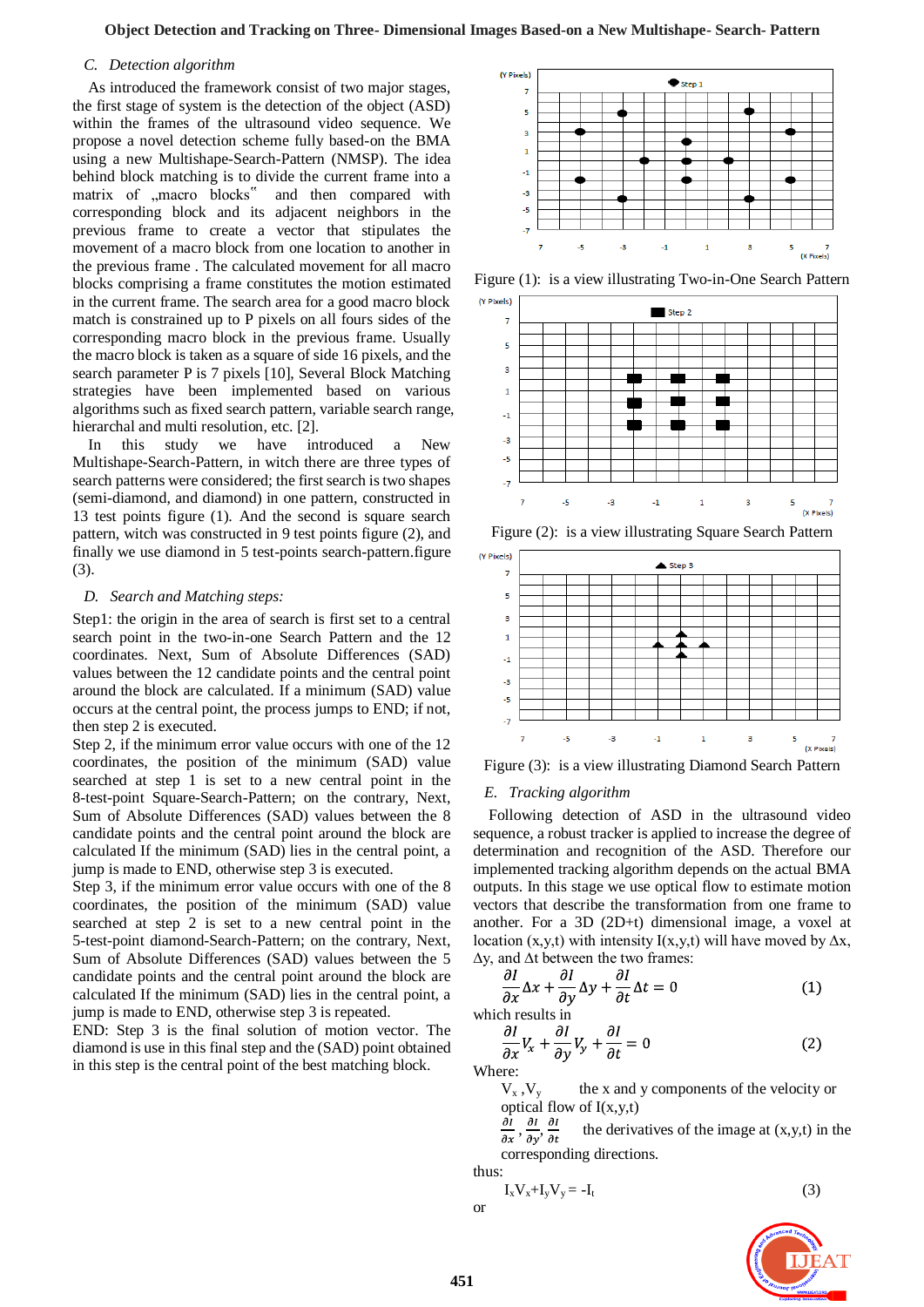### C. *Detection algorithm*

As introduced the framework consist of two major stages, the first stage of system is the detection of the object (ASD) within the frames of the ultrasound video sequence. We propose a novel detection scheme fully based-on the BMA using a new Multishape-Search-Pattern (NMSP). The idea behind block matching is to divide the current frame into a matrix of „macro blocks" and then compared with corresponding block and its adjacent neighbors in the previous frame to create a vector that stipulates the movement of a macro block from one location to another in the previous frame . The calculated movement for all macro blocks comprising a frame constitutes the motion estimated in the current frame. The search area for a good macro block match is constrained up to P pixels on all fours sides of the corresponding macro block in the previous frame. Usually the macro block is taken as a square of side 16 pixels, and the search parameter P is 7 pixels [10], Several Block Matching strategies have been implemented based on various algorithms such as fixed search pattern, variable search range, hierarchal and multi resolution, etc. [2].

In this study we have introduced a New Multishape-Search-Pattern, in witch there are three types of search patterns were considered; the first search is two shapes (semi-diamond, and diamond) in one pattern, constructed in 13 test points figure (1). And the second is square search pattern, witch was constructed in 9 test points figure (2), and finally we use diamond in 5 test-points search-pattern.figure (3).

### D. *Search and Matching steps:*

Step1: the origin in the area of search is first set to a central search point in the two-in-one Search Pattern and the 12 coordinates. Next, Sum of Absolute Differences (SAD) values between the 12 candidate points and the central point around the block are calculated. If a minimum (SAD) value occurs at the central point, the process jumps to END; if not, then step 2 is executed.

Step 2, if the minimum error value occurs with one of the 12 coordinates, the position of the minimum (SAD) value searched at step 1 is set to a new central point in the 8-test-point Square-Search-Pattern; on the contrary, Next, Sum of Absolute Differences (SAD) values between the 8 candidate points and the central point around the block are calculated If the minimum (SAD) lies in the central point, a jump is made to END, otherwise step 3 is executed.

Step 3, if the minimum error value occurs with one of the 8 coordinates, the position of the minimum (SAD) value searched at step 2 is set to a new central point in the 5-test-point diamond-Search-Pattern; on the contrary, Next, Sum of Absolute Differences (SAD) values between the 5 candidate points and the central point around the block are calculated If the minimum (SAD) lies in the central point, a jump is made to END, otherwise step 3 is repeated.

END: Step 3 is the final solution of motion vector. The diamond is use in this final step and the (SAD) point obtained in this step is the central point of the best matching block.

Figure (1): is a view illustrating Two-in-One Search Pattern

Figure (2): is a view illustrating Square Search Pattern

Figure (3): is a view illustrating Diamond Search Pattern

### E. *Tracking algorithm*

Following detection of ASD in the ultrasound video sequence, a robust tracker is applied to increase the degree of determination and recognition of the ASD. Therefore our implemented tracking algorithm depends on the actual BMA outputs. In this stage we use optical flow to estimate motion vectors that describe the transformation from one frame to another. For a 3D (2D+t) dimensional image, a voxel at location (x,y,t) with intensity I(x,y,t) will have moved by Δx, Δy, and Δt between the two frames:

$$\frac{\partial I}{\partial x}\Delta x + \frac{\partial I}{\partial y}\Delta y + \frac{\partial I}{\partial t}\Delta t = 0 \qquad (1)$$

which results in

$$\frac{\partial I}{\partial x}V_x + \frac{\partial I}{\partial y}V_y + \frac{\partial I}{\partial t} = 0 \qquad (2)$$

Where:

$V_x$ ,$V_y$ the x and y components of the velocity or optical flow of I(x,y,t)

$\frac{\partial I}{\partial x}, \frac{\partial I}{\partial y}, \frac{\partial I}{\partial t}$ the derivatives of the image at (x,y,t) in the corresponding directions.

thus:

$$I_x V_x + I_y V_y = -I_t \qquad (3)$$

or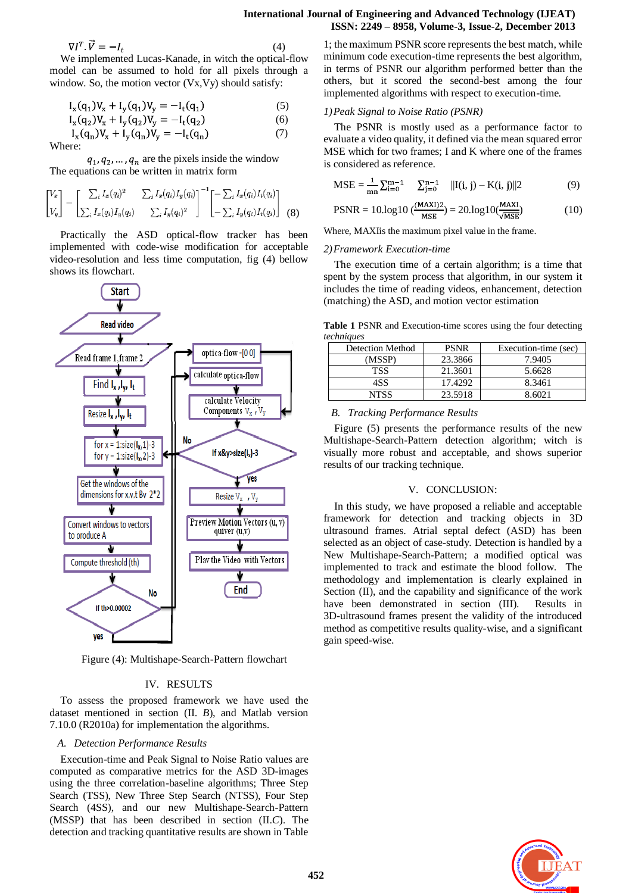$$\nabla I^T . \vec{V} = -I_t \quad (4)$$

We implemented Lucas-Kanade, in witch the optical-flow model can be assumed to hold for all pixels through a window. So, the motion vector (Vx,Vy) should satisfy:

$$I_x(q_1)V_x + I_y(q_1)V_y = -I_t(q_1) \quad (5)$$
$$I_x(q_2)V_x + I_y(q_2)V_y = -I_t(q_2) \quad (6)$$
$$I_x(q_n)V_x + I_y(q_n)V_y = -I_t(q_n) \quad (7)$$

Where:

$q_1, q_2, \ldots, q_n$ are the pixels inside the window

The equations can be written in matrix form

$$\begin{bmatrix} V_x \\ V_y \end{bmatrix} = \begin{bmatrix} \sum_i I_x(q_i)^2 & \sum_i I_x(q_i)I_y(q_i) \\ \sum_i I_x(q_i)I_y(q_i) & \sum_i I_y(q_i)^2 \end{bmatrix}^{-1} \begin{bmatrix} -\sum_i I_x(q_i)I_t(q_i) \\ -\sum_i I_y(q_i)I_t(q_i) \end{bmatrix} \quad (8)$$

Practically the ASD optical-flow tracker has been implemented with code-wise modification for acceptable video-resolution and less time computation, fig (4) bellow shows its flowchart.

Figure (4): Multishape-Search-Pattern flowchart

## IV. RESULTS

To assess the proposed framework we have used the dataset mentioned in section (II. *B*), and Matlab version 7.10.0 (R2010a) for implementation the algorithms.

### *A. Detection Performance Results*

Execution-time and Peak Signal to Noise Ratio values are computed as comparative metrics for the ASD 3D-images using the three correlation-baseline algorithms; Three Step Search (TSS), New Three Step Search (NTSS), Four Step Search (4SS), and our new Multishape-Search-Pattern (MSSP) that has been described in section (II.*C*). The detection and tracking quantitative results are shown in Table 1; the maximum PSNR score represents the best match, while minimum code execution-time represents the best algorithm, in terms of PSNR our algorithm performed better than the others, but it scored the second-best among the four implemented algorithms with respect to execution-time.

#### *1) Peak Signal to Noise Ratio (PSNR)*

The PSNR is mostly used as a performance factor to evaluate a video quality, it defined via the mean squared error MSE which for two frames; I and K where one of the frames is considered as reference.

$$MSE = \frac{1}{mn}\sum_{i=0}^{m-1}\sum_{j=0}^{n-1} \|I(i,j) - K(i,j)\|2 \quad (9)$$

$$PSNR = 10.\log10\left(\frac{(MAXI)2}{MSE}\right) = 20.\log10\left(\frac{MAXI}{\sqrt{MSE}}\right) \quad (10)$$

Where, MAXIis the maximum pixel value in the frame.

#### *2) Framework Execution-time*

The execution time of a certain algorithm; is a time that spent by the system process that algorithm, in our system it includes the time of reading videos, enhancement, detection (matching) the ASD, and motion vector estimation

**Table 1** PSNR and Execution-time scores using the four detecting *techniques*

| Detection Method | PSNR | Execution-time (sec) |
|---|---|---|
| (MSSP) | 23.3866 | 7.9405 |
| TSS | 21.3601 | 5.6628 |
| 4SS | 17.4292 | 8.3461 |
| NTSS | 23.5918 | 8.6021 |

### *B. Tracking Performance Results*

Figure (5) presents the performance results of the new Multishape-Search-Pattern detection algorithm; witch is visually more robust and acceptable, and shows superior results of our tracking technique.

## V. CONCLUSION:

In this study, we have proposed a reliable and acceptable framework for detection and tracking objects in 3D ultrasound frames. Atrial septal defect (ASD) has been selected as an object of case-study. Detection is handled by a New Multishape-Search-Pattern; a modified optical was implemented to track and estimate the blood follow. The methodology and implementation is clearly explained in Section (II), and the capability and significance of the work have been demonstrated in section (III). Results in 3D-ultrasound frames present the validity of the introduced method as competitive results quality-wise, and a significant gain speed-wise.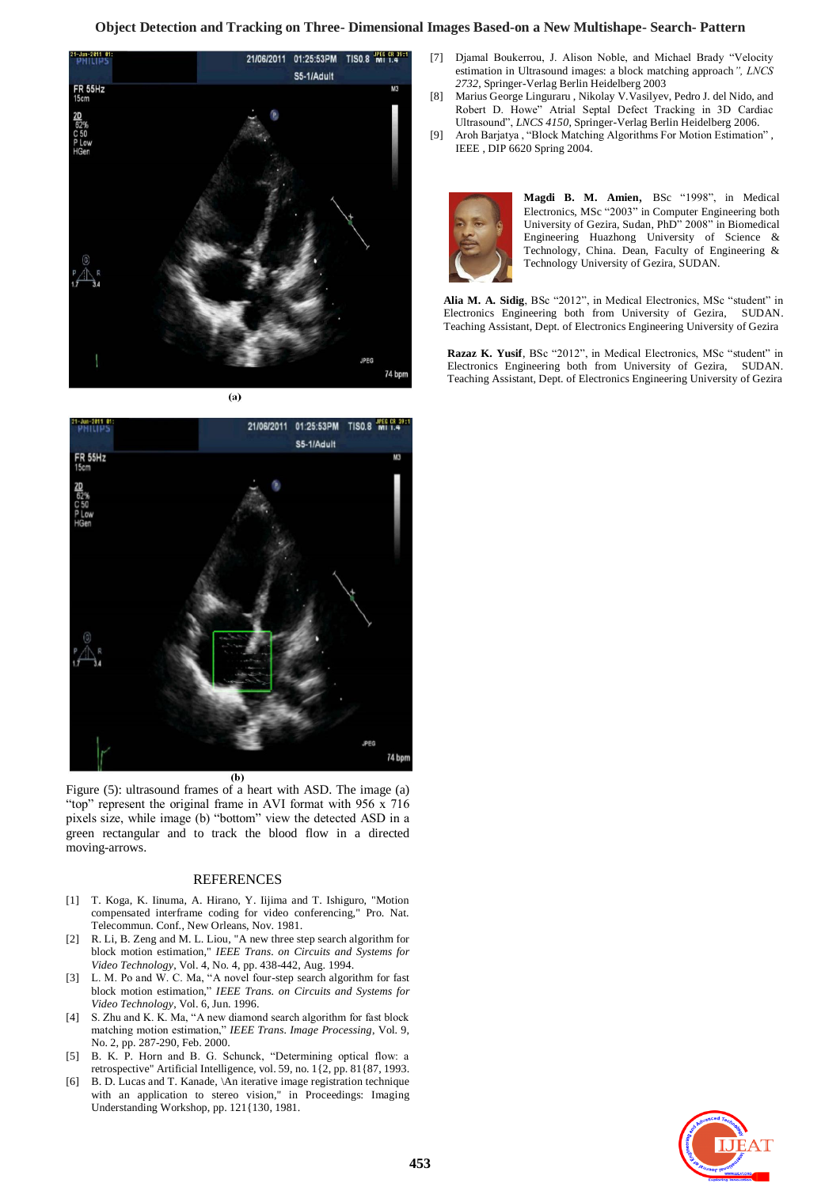(a)

(b)

Figure (5): ultrasound frames of a heart with ASD. The image (a) "top" represent the original frame in AVI format with 956 x 716 pixels size, while image (b) "bottom" view the detected ASD in a green rectangular and to track the blood flow in a directed moving-arrows.

## REFERENCES

[1] T. Koga, K. Iinuma, A. Hirano, Y. Iijima and T. Ishiguro, "Motion compensated interframe coding for video conferencing," Pro. Nat. Telecommun. Conf., New Orleans, Nov. 1981.

[2] R. Li, B. Zeng and M. L. Liou, "A new three step search algorithm for block motion estimation," *IEEE Trans. on Circuits and Systems for Video Technology*, Vol. 4, No. 4, pp. 438-442, Aug. 1994.

[3] L. M. Po and W. C. Ma, "A novel four-step search algorithm for fast block motion estimation," *IEEE Trans. on Circuits and Systems for Video Technology*, Vol. 6, Jun. 1996.

[4] S. Zhu and K. K. Ma, "A new diamond search algorithm for fast block matching motion estimation," *IEEE Trans. Image Processing*, Vol. 9, No. 2, pp. 287-290, Feb. 2000.

[5] B. K. P. Horn and B. G. Schunck, "Determining optical flow: a retrospective" Artificial Intelligence, vol. 59, no. 1{2, pp. 81{87, 1993.

[6] B. D. Lucas and T. Kanade, \An iterative image registration technique with an application to stereo vision," in Proceedings: Imaging Understanding Workshop, pp. 121{130, 1981.

[7] Djamal Boukerrou, J. Alison Noble, and Michael Brady "Velocity estimation in Ultrasound images: a block matching approach*", LNCS 2732*, Springer-Verlag Berlin Heidelberg 2003

[8] Marius George Linguraru , Nikolay V.Vasilyev, Pedro J. del Nido, and Robert D. Howe" Atrial Septal Defect Tracking in 3D Cardiac Ultrasound", *LNCS 4150*, Springer-Verlag Berlin Heidelberg 2006.

[9] Aroh Barjatya , "Block Matching Algorithms For Motion Estimation" , IEEE , DIP 6620 Spring 2004.

**Magdi B. M. Amien,** BSc "1998", in Medical Electronics, MSc "2003" in Computer Engineering both University of Gezira, Sudan, PhD" 2008" in Biomedical Engineering Huazhong University of Science & Technology, China. Dean, Faculty of Engineering & Technology University of Gezira, SUDAN.

**Alia M. A. Sidig**, BSc "2012", in Medical Electronics, MSc "student" in Electronics Engineering both from University of Gezira, SUDAN. Teaching Assistant, Dept. of Electronics Engineering University of Gezira

**Razaz K. Yusif**, BSc "2012", in Medical Electronics, MSc "student" in Electronics Engineering both from University of Gezira, SUDAN. Teaching Assistant, Dept. of Electronics Engineering University of Gezira